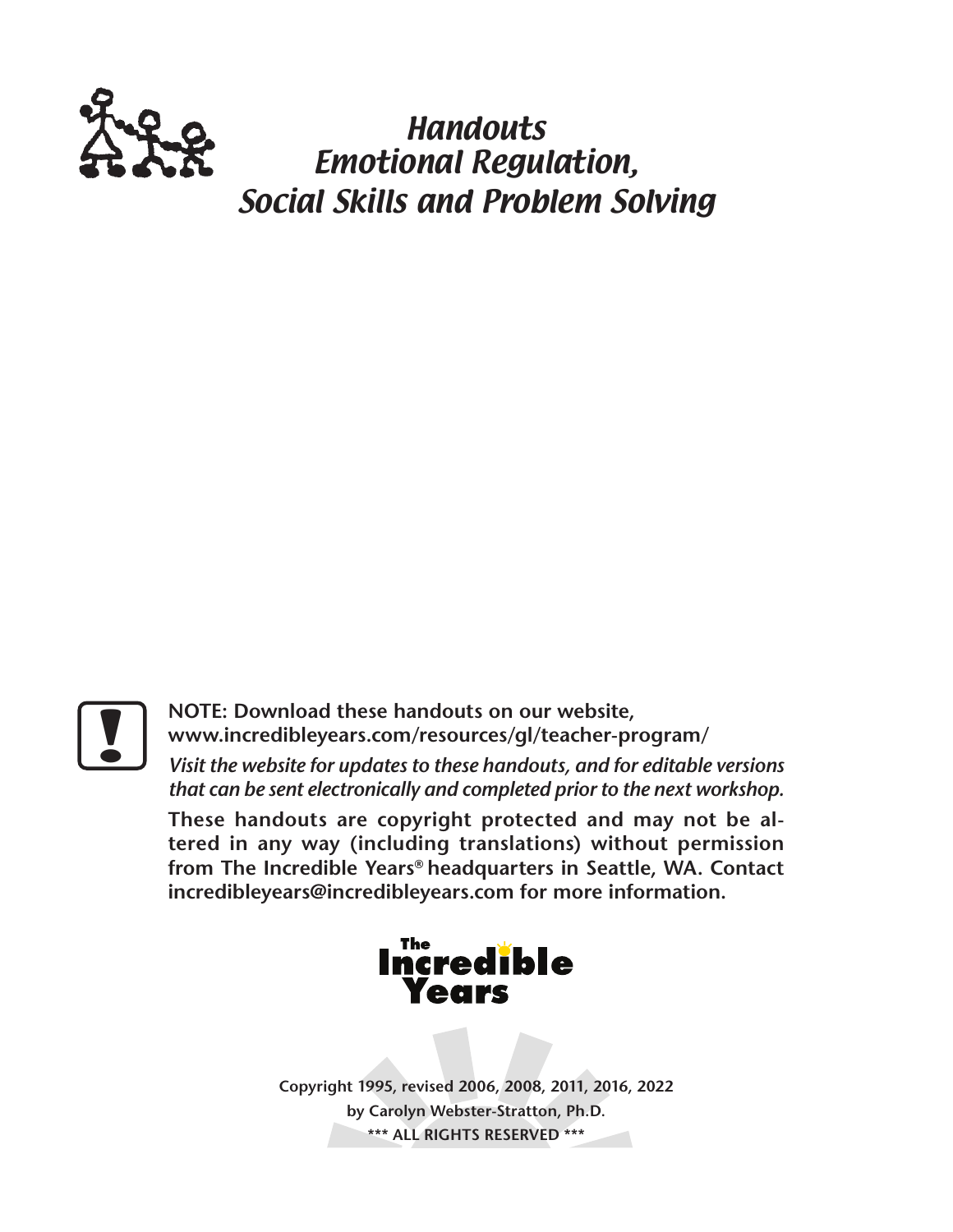# Handouts
# Emotional Regulation, Social Skills and Problem Solving

**NOTE: Download these handouts on our website, www.incredibleyears.com/resources/gl/teacher-program/**

*Visit the website for updates to these handouts, and for editable versions that can be sent electronically and completed prior to the next workshop.*

**These handouts are copyright protected and may not be altered in any way (including translations) without permission from The Incredible Years® headquarters in Seattle, WA. Contact incredibleyears@incredibleyears.com for more information.**

The Incredible Years

**Copyright 1995, revised 2006, 2008, 2011, 2016, 2022**
**by Carolyn Webster-Stratton, Ph.D.**
**\*\*\* ALL RIGHTS RESERVED \*\*\***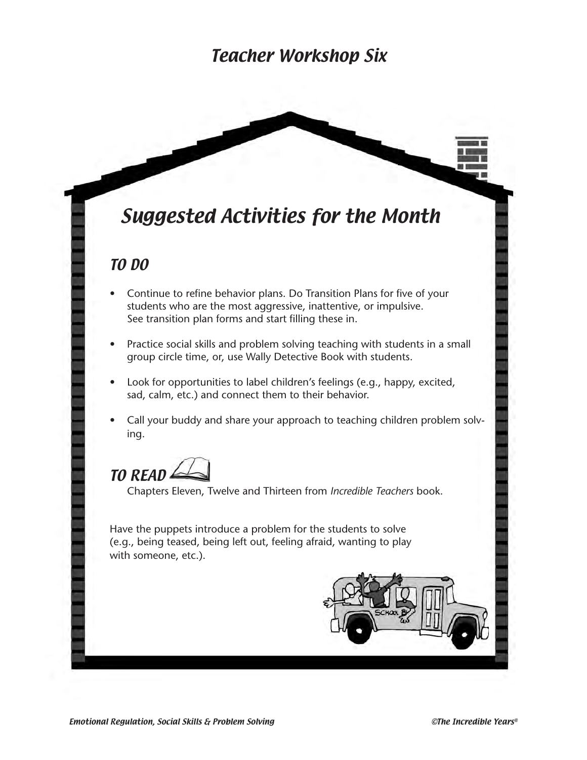# Teacher Workshop Six

## Suggested Activities for the Month

### TO DO

- Continue to refine behavior plans. Do Transition Plans for five of your students who are the most aggressive, inattentive, or impulsive. See transition plan forms and start filling these in.
- Practice social skills and problem solving teaching with students in a small group circle time, or, use Wally Detective Book with students.
- Look for opportunities to label children's feelings (e.g., happy, excited, sad, calm, etc.) and connect them to their behavior.
- Call your buddy and share your approach to teaching children problem solving.

### TO READ

Chapters Eleven, Twelve and Thirteen from *Incredible Teachers* book.

Have the puppets introduce a problem for the students to solve (e.g., being teased, being left out, feeling afraid, wanting to play with someone, etc.).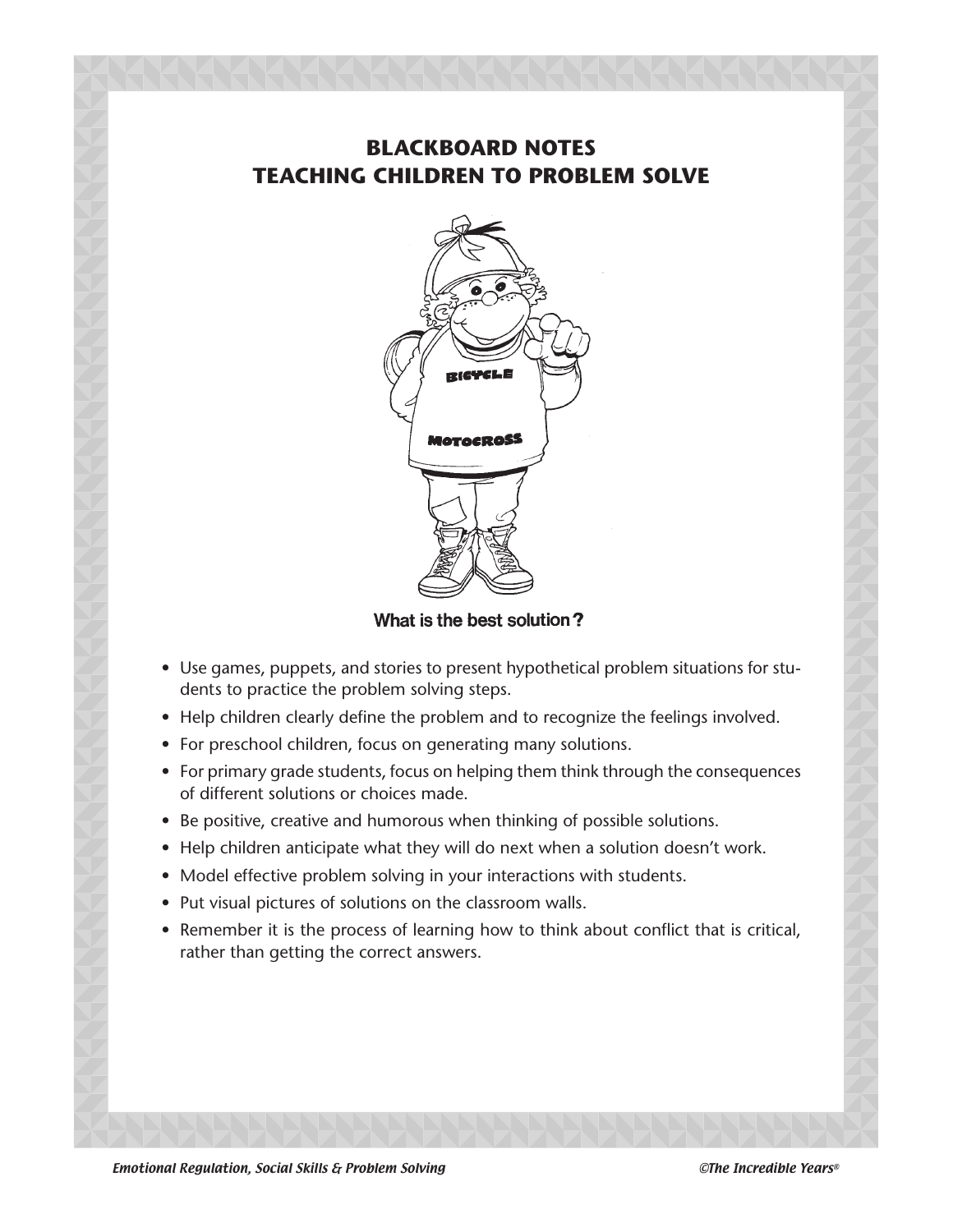# BLACKBOARD NOTES
# TEACHING CHILDREN TO PROBLEM SOLVE

**What is the best solution?**

- Use games, puppets, and stories to present hypothetical problem situations for students to practice the problem solving steps.
- Help children clearly define the problem and to recognize the feelings involved.
- For preschool children, focus on generating many solutions.
- For primary grade students, focus on helping them think through the consequences of different solutions or choices made.
- Be positive, creative and humorous when thinking of possible solutions.
- Help children anticipate what they will do next when a solution doesn't work.
- Model effective problem solving in your interactions with students.
- Put visual pictures of solutions on the classroom walls.
- Remember it is the process of learning how to think about conflict that is critical, rather than getting the correct answers.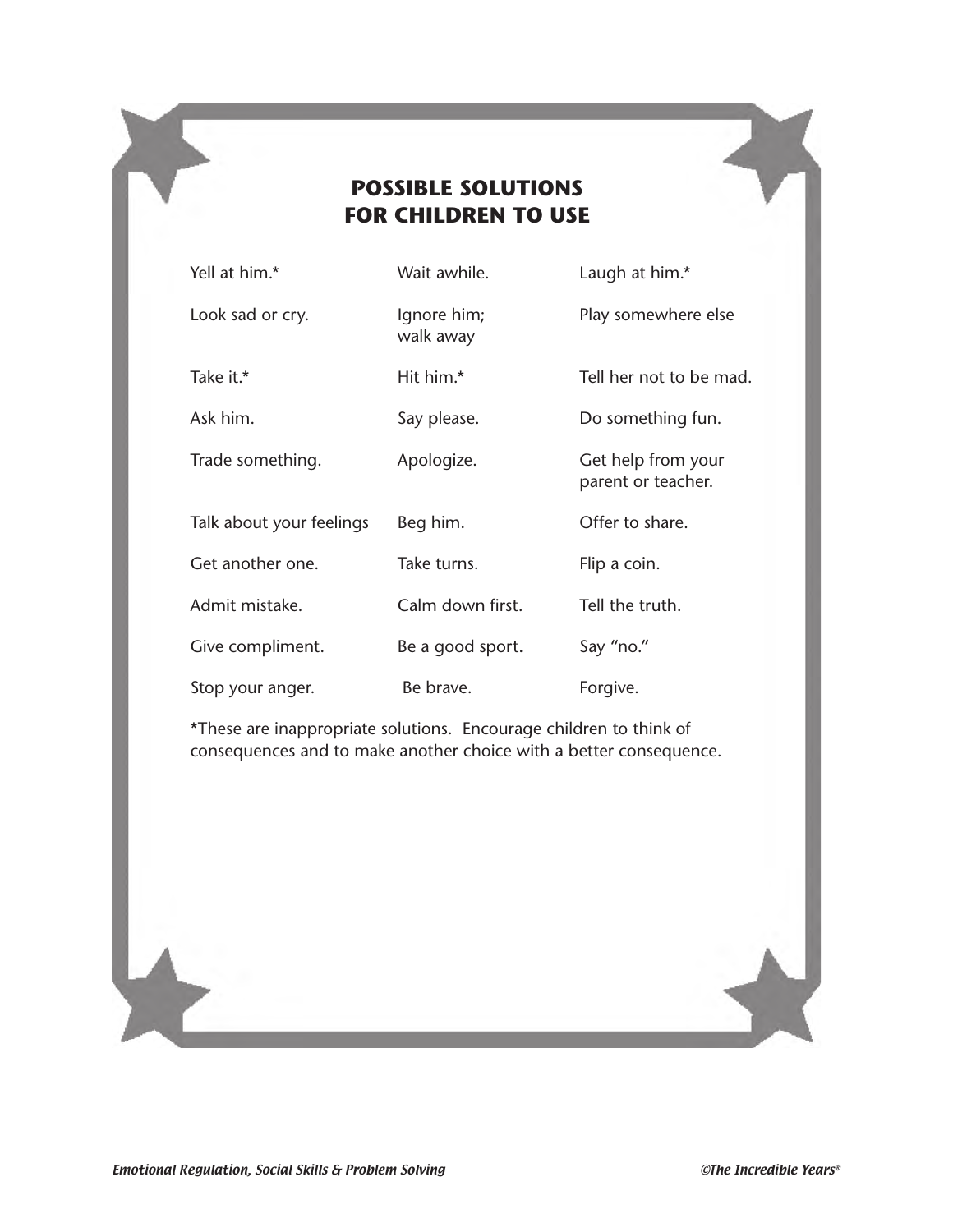# POSSIBLE SOLUTIONS FOR CHILDREN TO USE

| | | |
|---|---|---|
| Yell at him.* | Wait awhile. | Laugh at him.* |
| Look sad or cry. | Ignore him; walk away | Play somewhere else |
| Take it.* | Hit him.* | Tell her not to be mad. |
| Ask him. | Say please. | Do something fun. |
| Trade something. | Apologize. | Get help from your parent or teacher. |
| Talk about your feelings | Beg him. | Offer to share. |
| Get another one. | Take turns. | Flip a coin. |
| Admit mistake. | Calm down first. | Tell the truth. |
| Give compliment. | Be a good sport. | Say "no." |
| Stop your anger. | Be brave. | Forgive. |

*These are inappropriate solutions. Encourage children to think of consequences and to make another choice with a better consequence.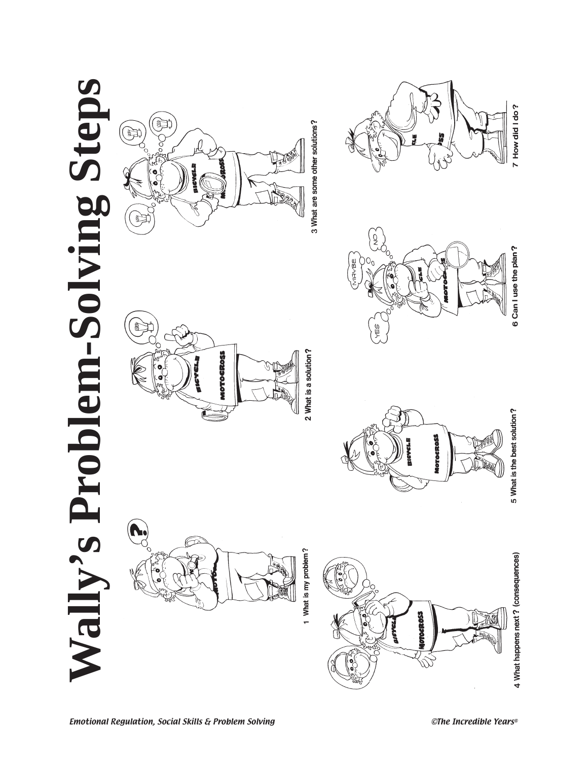# Wally's Problem-Solving Steps

1 What is my problem?

2 What is a solution?

3 What are some other solutions?

4 What happens next? (consequences)

5 What is the best solution?

6 Can I use the plan?

7 How did I do?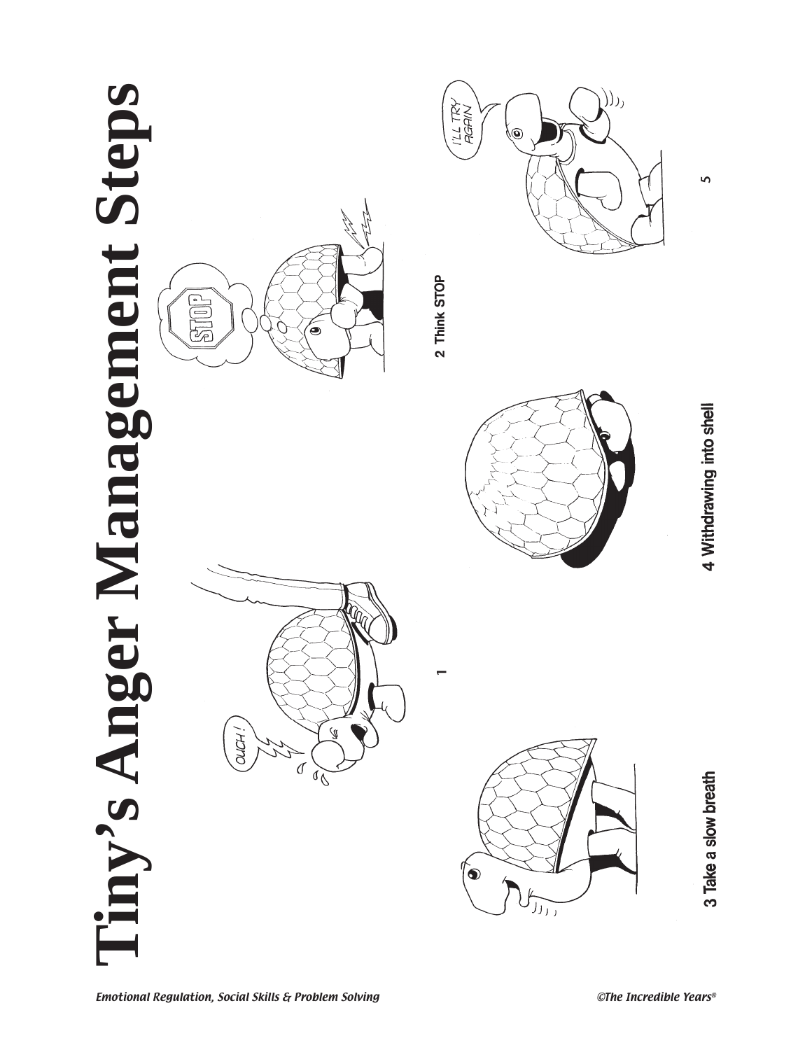# Tiny's Anger Management Steps

1

2 Think STOP

3 Take a slow breath

4 Withdrawing into shell

5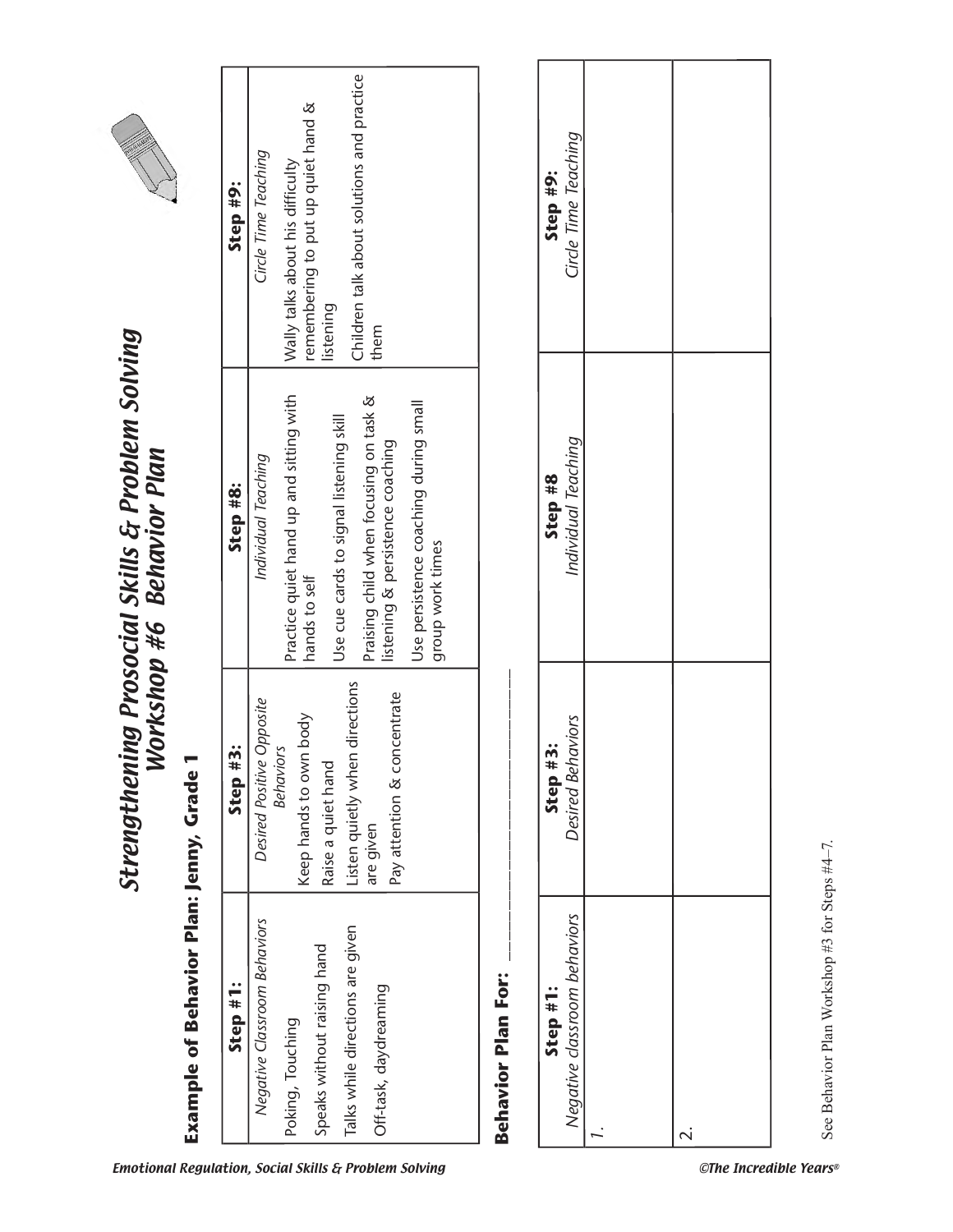# *Strengthening Prosocial Skills & Problem Solving*
## *Workshop #6 Behavior Plan*

**Example of Behavior Plan: Jenny, Grade 1**

| Step #1: *Negative Classroom Behaviors* | Step #3: *Desired Positive Opposite Behaviors* | Step #8: *Individual Teaching* | Step #9: *Circle Time Teaching* |
|---|---|---|---|
| Poking, Touching<br>Speaks without raising hand<br>Talks while directions are given<br>Off-task, daydreaming | Keep hands to own body<br>Raise a quiet hand<br>Listen quietly when directions are given<br>Pay attention & concentrate | Practice quiet hand up and sitting with hands to self<br>Use cue cards to signal listening skill<br>Praising child when focusing on task & listening & persistence coaching<br>Use persistence coaching during small group work times | Wally talks about his difficulty remembering to put up quiet hand & listening<br>Children talk about solutions and practice them |

**Behavior Plan For:** ____________________

| Step #1: *Negative classroom behaviors* | Step #3: *Desired Behaviors* | Step #8 *Individual Teaching* | Step #9: *Circle Time Teaching* |
|---|---|---|---|
| *1.* | | | |
| 2. | | | |

See Behavior Plan Workshop #3 for Steps #4–7.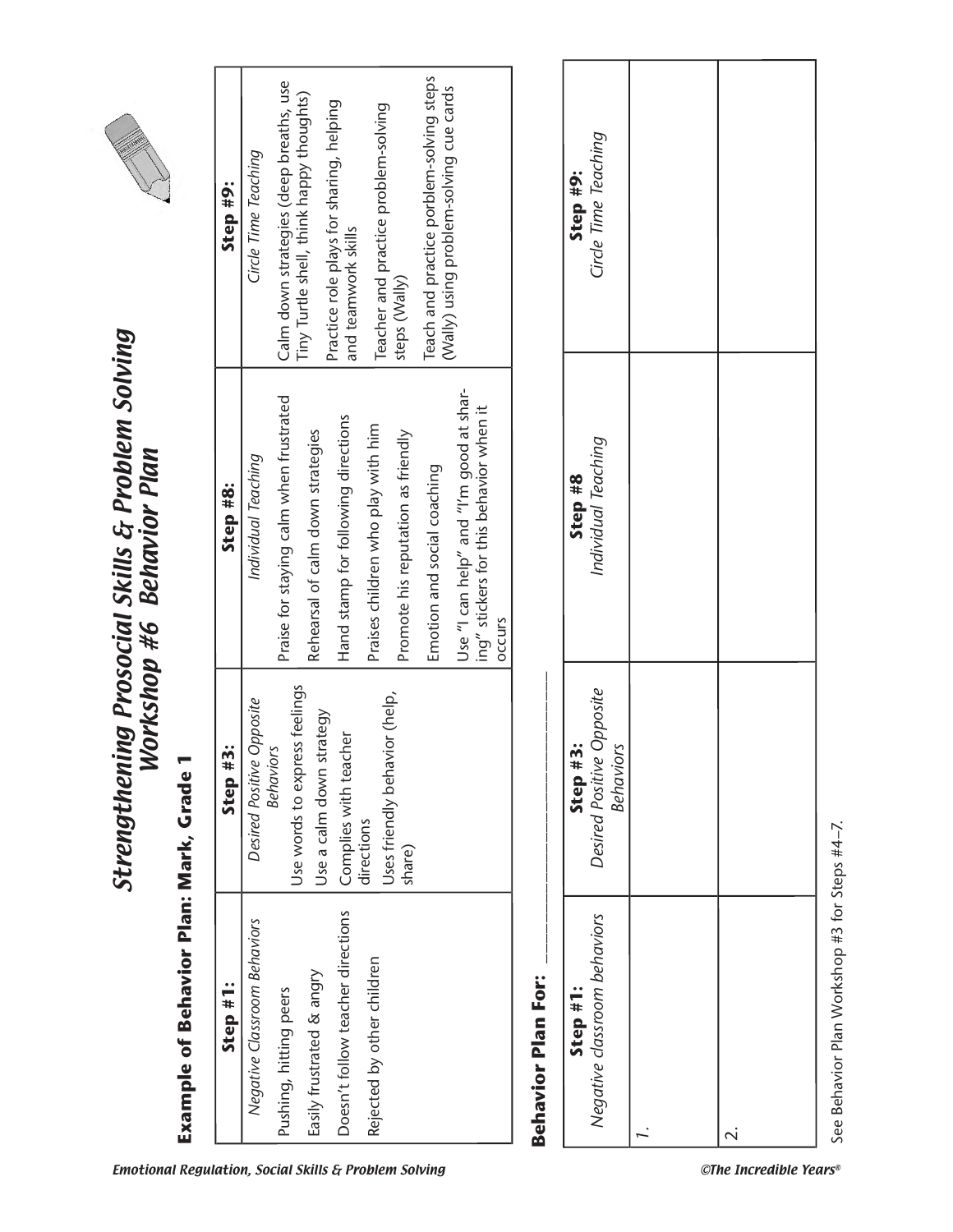# Strengthening Prosocial Skills & Problem Solving
## Workshop #6 Behavior Plan

### Example of Behavior Plan: Mark, Grade 1

| Step #1: *Negative Classroom Behaviors* | Step #3: *Desired Positive Opposite Behaviors* | Step #8: *Individual Teaching* | Step #9: *Circle Time Teaching* |
|---|---|---|---|
| Pushing, hitting peers<br>Easily frustrated & angry<br>Doesn't follow teacher directions<br>Rejected by other children | Use words to express feelings<br>Use a calm down strategy<br>Complies with teacher directions<br>Uses friendly behavior (help, share) | Praise for staying calm when frustrated<br>Rehearsal of calm down strategies<br>Hand stamp for following directions<br>Praises children who play with him<br>Promote his reputation as friendly<br>Emotion and social coaching<br>Use "I can help" and "I'm good at sharing" stickers for this behavior when it occurs | Calm down strategies (deep breaths, use Tiny Turtle shell, think happy thoughts)<br>Practice role plays for sharing, helping and teamwork skills<br>Teacher and practice problem-solving steps (Wally)<br>Teach and practice porblem-solving steps (Wally) using problem-solving cue cards |

### Behavior Plan For: ___________________________

| Step #1: *Negative classroom behaviors* | Step #3: *Desired Positive Opposite Behaviors* | Step #8 *Individual Teaching* | Step #9: *Circle Time Teaching* |
|---|---|---|---|
| 1. | | | |
| 2. | | | |

See Behavior Plan Workshop #3 for Steps #4–7.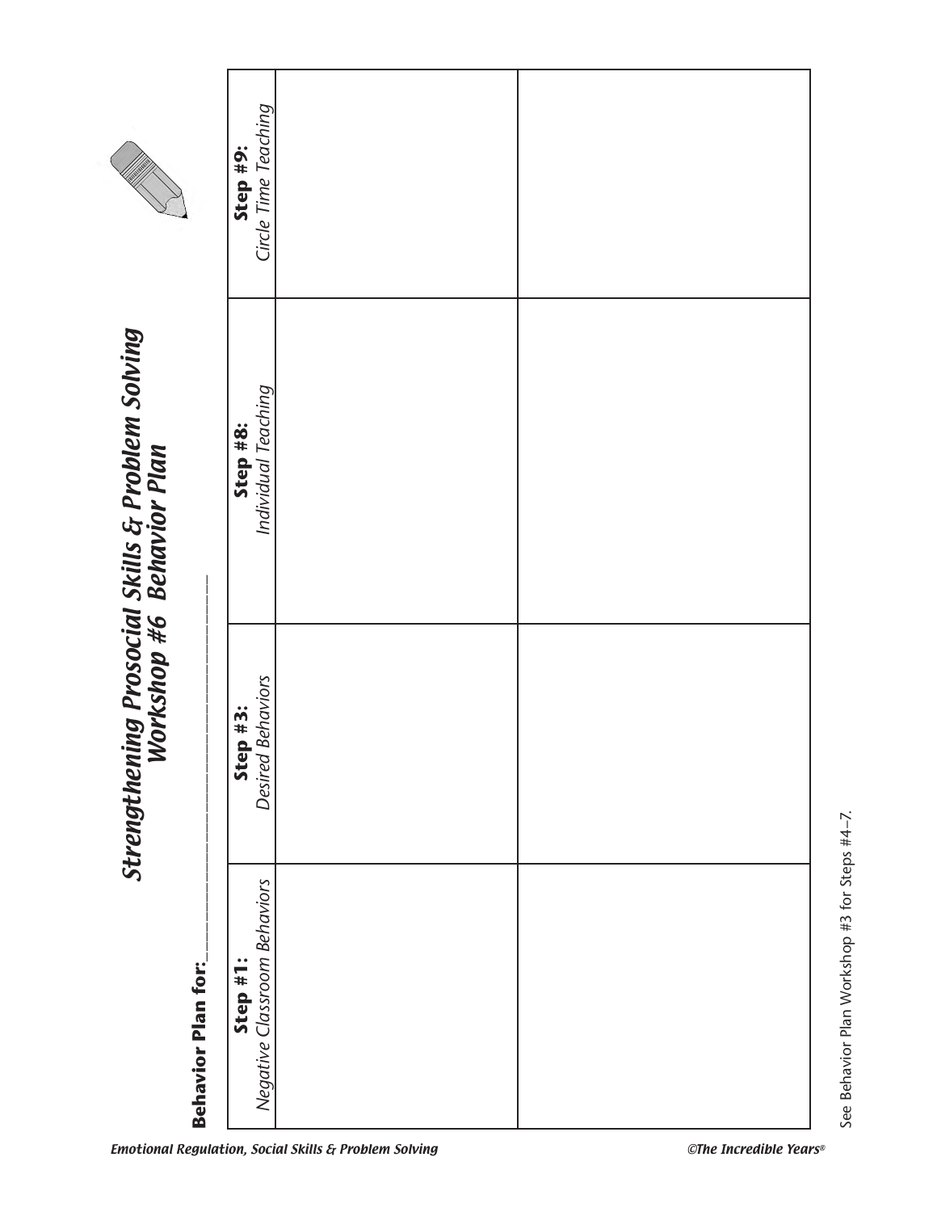# Strengthening Prosocial Skills & Problem Solving
## Workshop #6 Behavior Plan

**Behavior Plan for:**\_\_\_\_\_\_\_\_\_\_\_\_\_\_\_\_\_\_\_\_\_\_\_\_\_\_\_\_\_\_\_\_

| **Step #1:** *Negative Classroom Behaviors* | **Step #3:** *Desired Behaviors* | **Step #8:** *Individual Teaching* | **Step #9:** *Circle Time Teaching* |
|---|---|---|---|
| | | | |
| | | | |

See Behavior Plan Workshop #3 for Steps #4–7.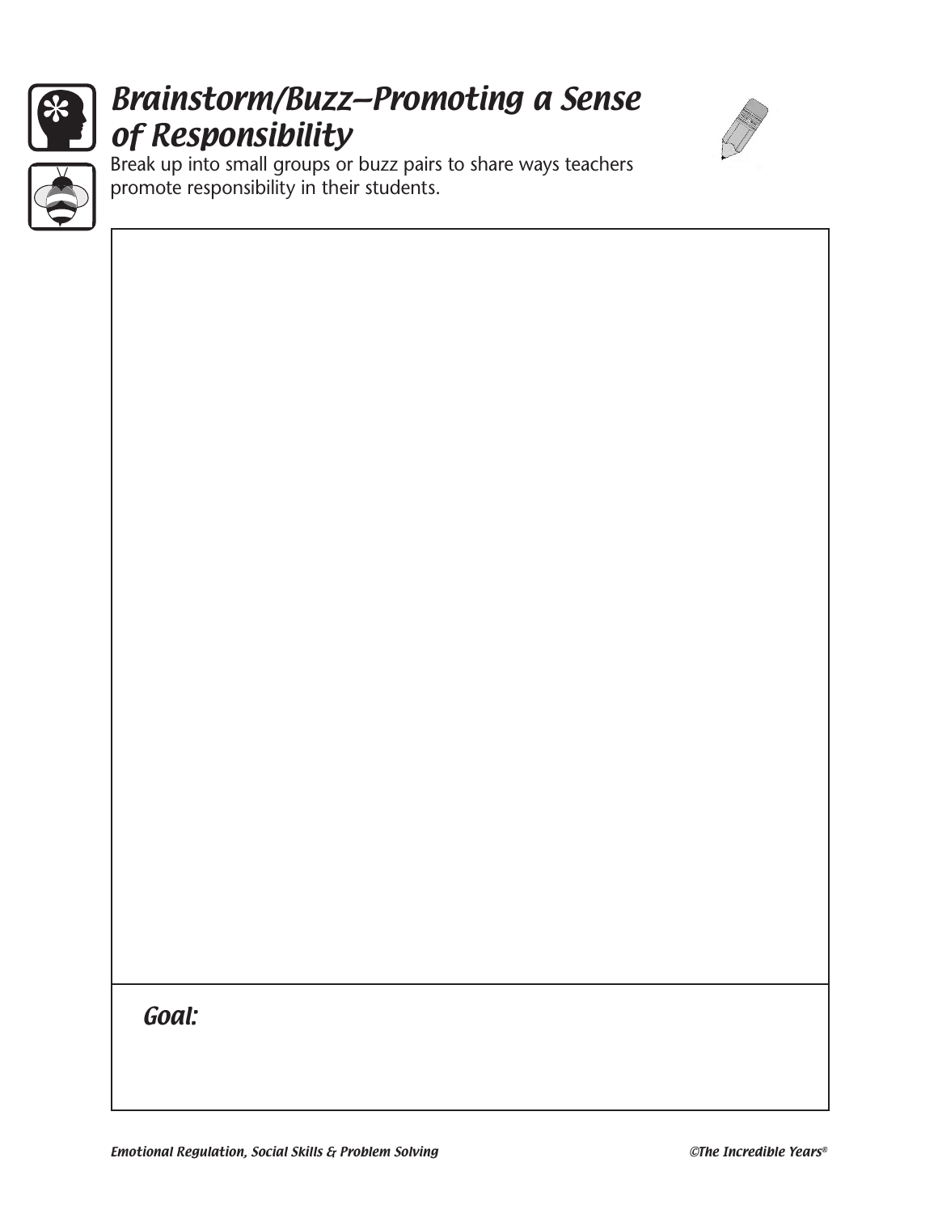# *Brainstorm/Buzz—Promoting a Sense of Responsibility*

Break up into small groups or buzz pairs to share ways teachers promote responsibility in their students.

***Goal:***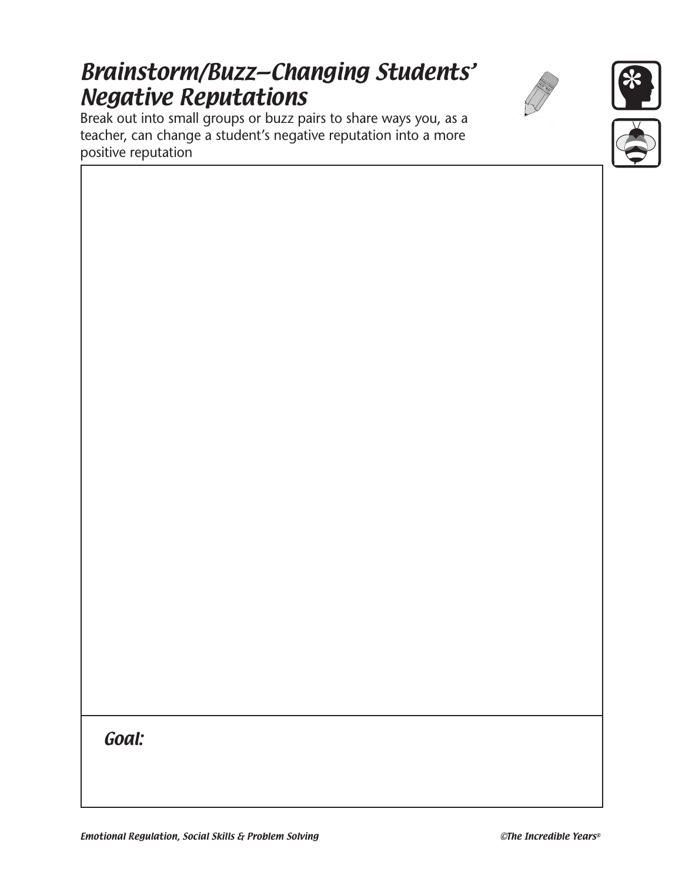# Brainstorm/Buzz—Changing Students' Negative Reputations

Break out into small groups or buzz pairs to share ways you, as a teacher, can change a student's negative reputation into a more positive reputation

***Goal:***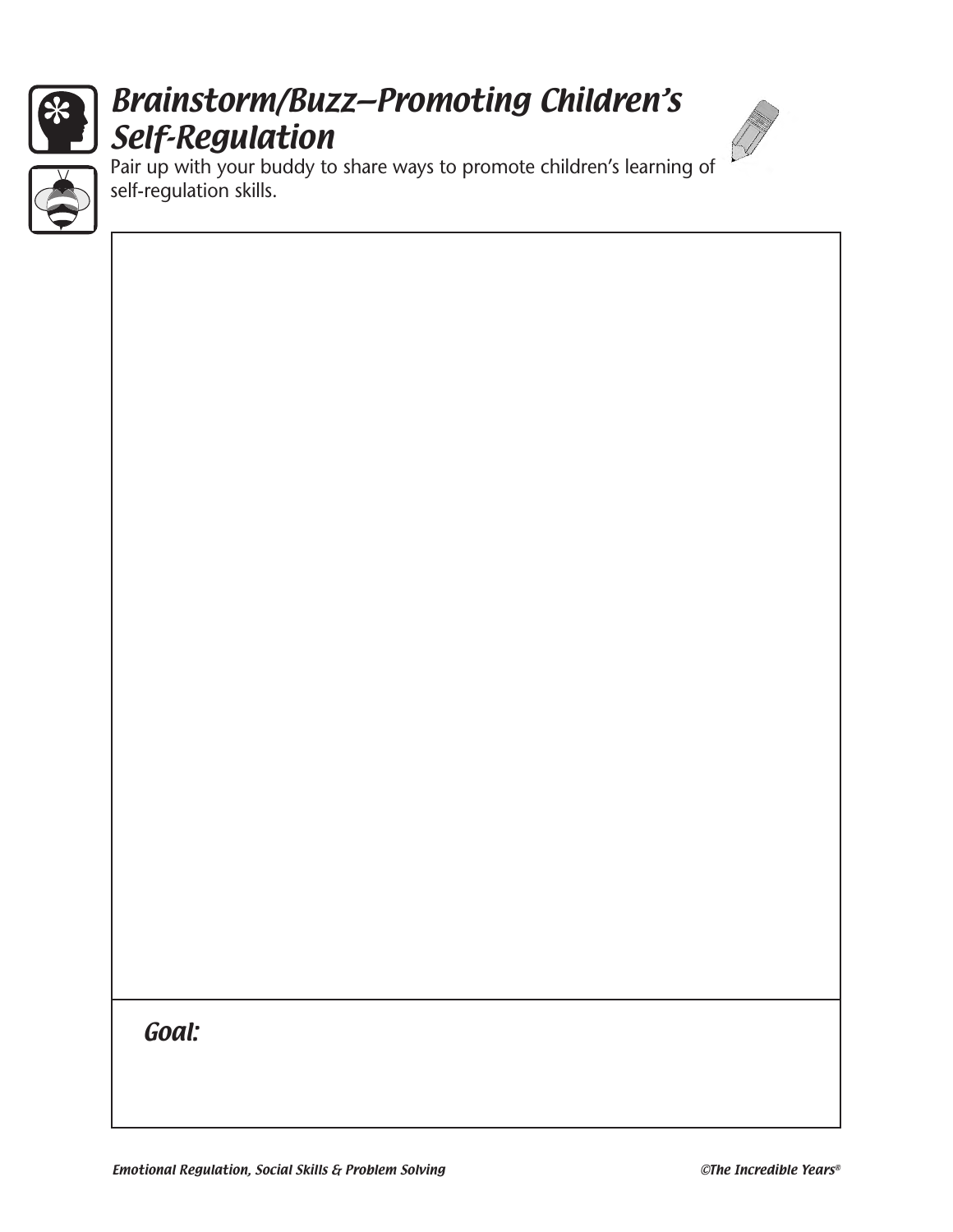# Brainstorm/Buzz—Promoting Children's Self-Regulation

Pair up with your buddy to share ways to promote children's learning of self-regulation skills.

***Goal:***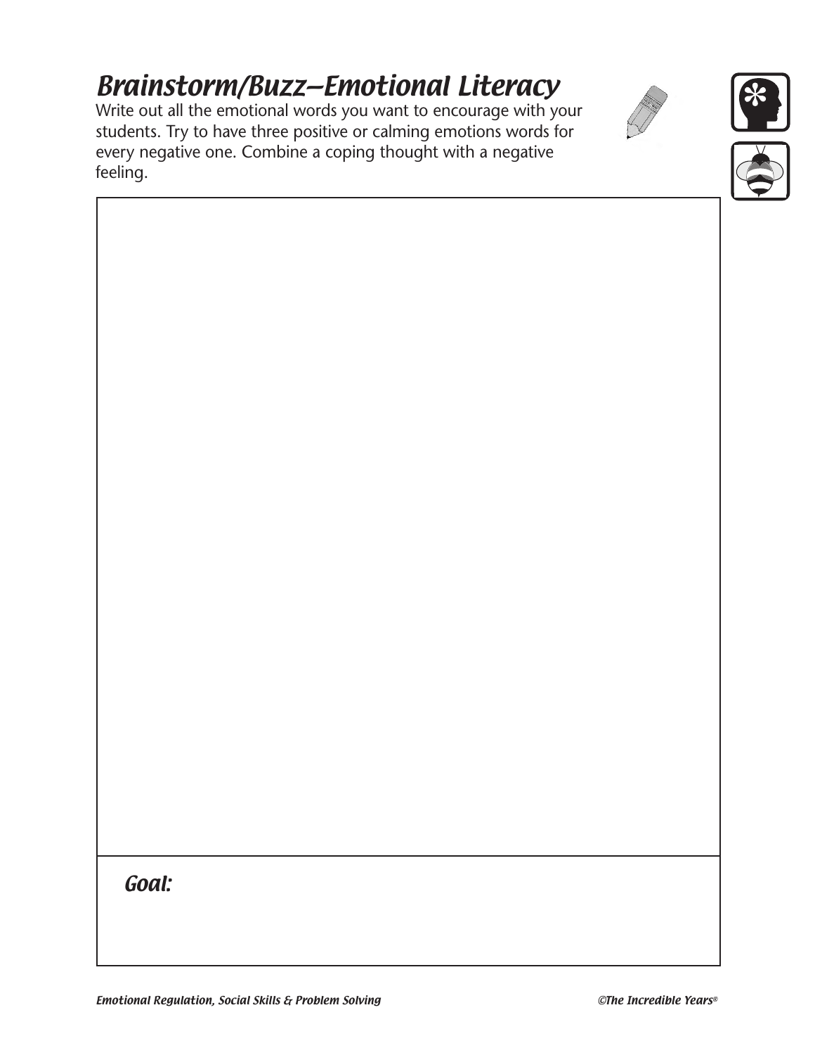# Brainstorm/Buzz—Emotional Literacy

Write out all the emotional words you want to encourage with your students. Try to have three positive or calming emotions words for every negative one. Combine a coping thought with a negative feeling.

***Goal:***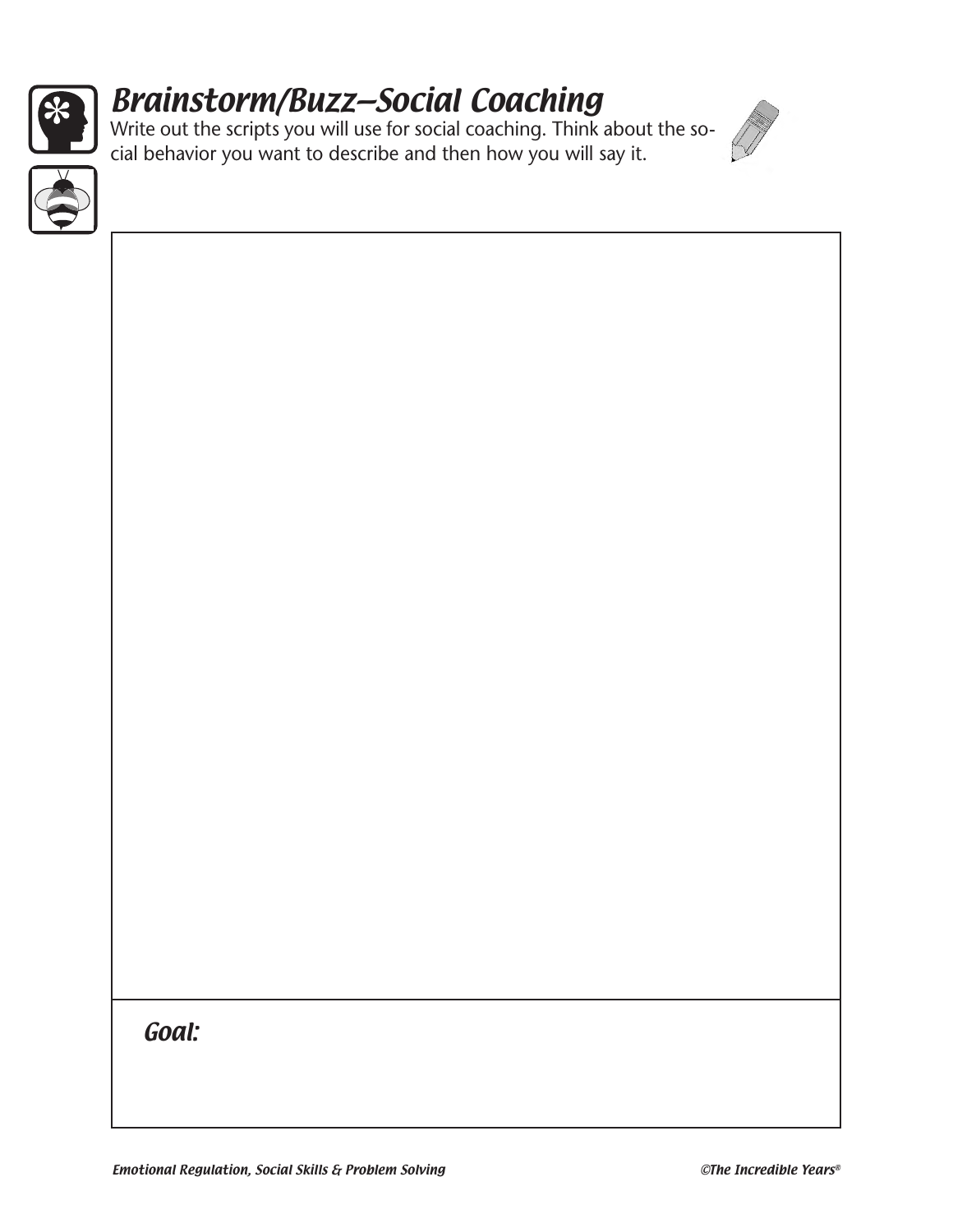# Brainstorm/Buzz—Social Coaching

Write out the scripts you will use for social coaching. Think about the social behavior you want to describe and then how you will say it.

***Goal:***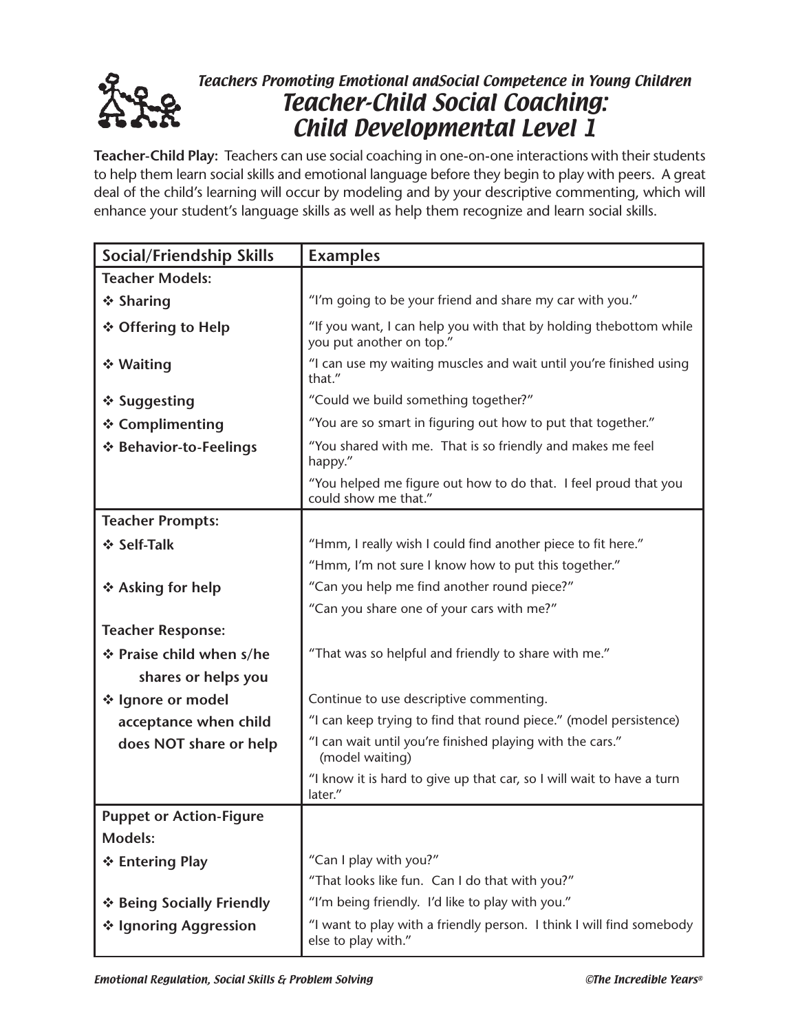*Teachers Promoting Emotional andSocial Competence in Young Children*

# Teacher-Child Social Coaching: Child Developmental Level 1

**Teacher-Child Play:** Teachers can use social coaching in one-on-one interactions with their students to help them learn social skills and emotional language before they begin to play with peers. A great deal of the child's learning will occur by modeling and by your descriptive commenting, which will enhance your student's language skills as well as help them recognize and learn social skills.

| Social/Friendship Skills | Examples |
|---|---|
| **Teacher Models:** | |
| ❖ **Sharing** | "I'm going to be your friend and share my car with you." |
| ❖ **Offering to Help** | "If you want, I can help you with that by holding thebottom while you put another on top." |
| ❖ **Waiting** | "I can use my waiting muscles and wait until you're finished using that." |
| ❖ **Suggesting** | "Could we build something together?" |
| ❖ **Complimenting** | "You are so smart in figuring out how to put that together." |
| ❖ **Behavior-to-Feelings** | "You shared with me. That is so friendly and makes me feel happy." |
| | "You helped me figure out how to do that. I feel proud that you could show me that." |
| **Teacher Prompts:** | |
| ❖ **Self-Talk** | "Hmm, I really wish I could find another piece to fit here." |
| | "Hmm, I'm not sure I know how to put this together." |
| ❖ **Asking for help** | "Can you help me find another round piece?" |
| | "Can you share one of your cars with me?" |
| **Teacher Response:** | |
| ❖ **Praise child when s/he shares or helps you** | "That was so helpful and friendly to share with me." |
| ❖ **Ignore or model acceptance when child does NOT share or help** | Continue to use descriptive commenting. |
| | "I can keep trying to find that round piece." (model persistence) |
| | "I can wait until you're finished playing with the cars." (model waiting) |
| | "I know it is hard to give up that car, so I will wait to have a turn later." |
| **Puppet or Action-Figure Models:** | |
| ❖ **Entering Play** | "Can I play with you?" |
| | "That looks like fun. Can I do that with you?" |
| ❖ **Being Socially Friendly** | "I'm being friendly. I'd like to play with you." |
| ❖ **Ignoring Aggression** | "I want to play with a friendly person. I think I will find somebody else to play with." |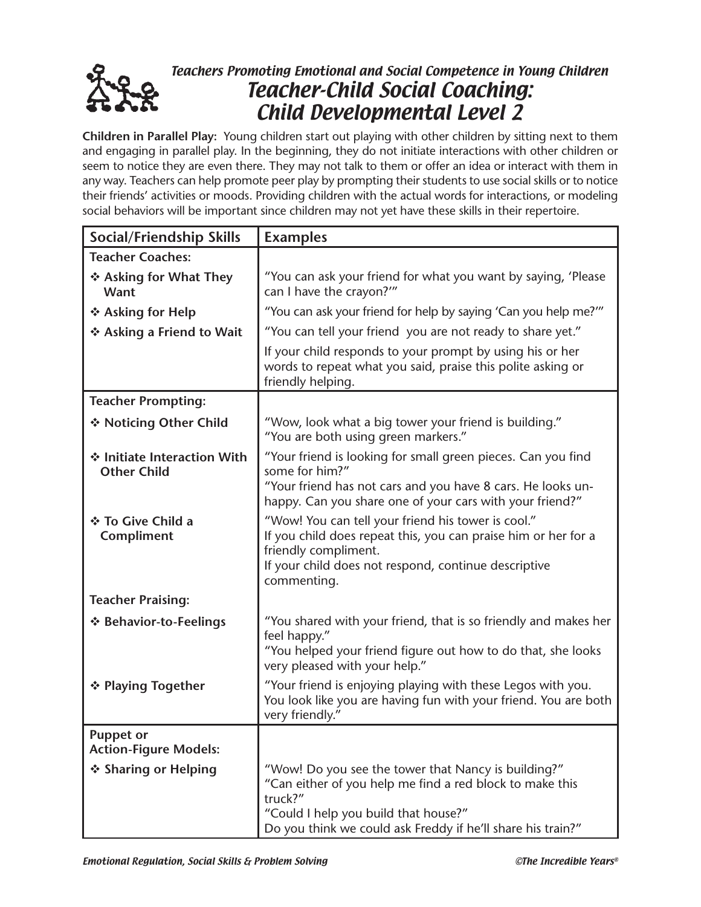*Teachers Promoting Emotional and Social Competence in Young Children*

# Teacher-Child Social Coaching: Child Developmental Level 2

**Children in Parallel Play:** Young children start out playing with other children by sitting next to them and engaging in parallel play. In the beginning, they do not initiate interactions with other children or seem to notice they are even there. They may not talk to them or offer an idea or interact with them in any way. Teachers can help promote peer play by prompting their students to use social skills or to notice their friends' activities or moods. Providing children with the actual words for interactions, or modeling social behaviors will be important since children may not yet have these skills in their repertoire.

| Social/Friendship Skills | Examples |
|---|---|
| **Teacher Coaches:** | |
| ❖ **Asking for What They Want** | "You can ask your friend for what you want by saying, 'Please can I have the crayon?'" |
| ❖ **Asking for Help** | "You can ask your friend for help by saying 'Can you help me?'" |
| ❖ **Asking a Friend to Wait** | "You can tell your friend you are not ready to share yet." |
| | If your child responds to your prompt by using his or her words to repeat what you said, praise this polite asking or friendly helping. |
| **Teacher Prompting:** | |
| ❖ **Noticing Other Child** | "Wow, look what a big tower your friend is building." "You are both using green markers." |
| ❖ **Initiate Interaction With Other Child** | "Your friend is looking for small green pieces. Can you find some for him?" "Your friend has not cars and you have 8 cars. He looks unhappy. Can you share one of your cars with your friend?" |
| ❖ **To Give Child a Compliment** | "Wow! You can tell your friend his tower is cool." If you child does repeat this, you can praise him or her for a friendly compliment. If your child does not respond, continue descriptive commenting. |
| **Teacher Praising:** | |
| ❖ **Behavior-to-Feelings** | "You shared with your friend, that is so friendly and makes her feel happy." "You helped your friend figure out how to do that, she looks very pleased with your help." |
| ❖ **Playing Together** | "Your friend is enjoying playing with these Legos with you. You look like you are having fun with your friend. You are both very friendly." |
| **Puppet or Action-Figure Models:** | |
| ❖ **Sharing or Helping** | "Wow! Do you see the tower that Nancy is building?" "Can either of you help me find a red block to make this truck?" "Could I help you build that house?" Do you think we could ask Freddy if he'll share his train?" |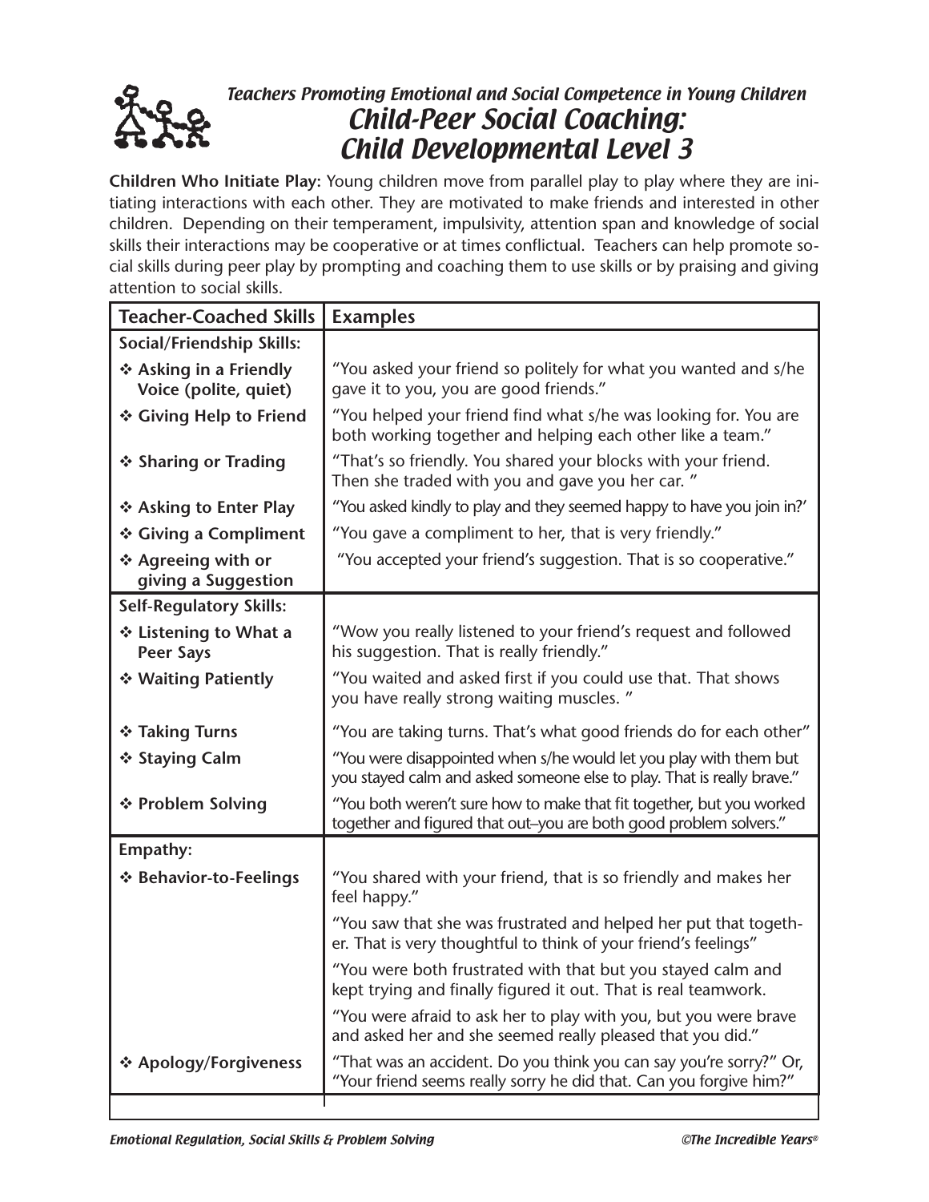*Teachers Promoting Emotional and Social Competence in Young Children*

# Child-Peer Social Coaching: Child Developmental Level 3

**Children Who Initiate Play:** Young children move from parallel play to play where they are initiating interactions with each other. They are motivated to make friends and interested in other children. Depending on their temperament, impulsivity, attention span and knowledge of social skills their interactions may be cooperative or at times conflictual. Teachers can help promote social skills during peer play by prompting and coaching them to use skills or by praising and giving attention to social skills.

| Teacher-Coached Skills | Examples |
|---|---|
| **Social/Friendship Skills:** | |
| ❖ **Asking in a Friendly Voice (polite, quiet)** | "You asked your friend so politely for what you wanted and s/he gave it to you, you are good friends." |
| ❖ **Giving Help to Friend** | "You helped your friend find what s/he was looking for. You are both working together and helping each other like a team." |
| ❖ **Sharing or Trading** | "That's so friendly. You shared your blocks with your friend. Then she traded with you and gave you her car. " |
| ❖ **Asking to Enter Play** | "You asked kindly to play and they seemed happy to have you join in?' |
| ❖ **Giving a Compliment** | "You gave a compliment to her, that is very friendly." |
| ❖ **Agreeing with or giving a Suggestion** | "You accepted your friend's suggestion. That is so cooperative." |
| **Self-Regulatory Skills:** | |
| ❖ **Listening to What a Peer Says** | "Wow you really listened to your friend's request and followed his suggestion. That is really friendly." |
| ❖ **Waiting Patiently** | "You waited and asked first if you could use that. That shows you have really strong waiting muscles. " |
| ❖ **Taking Turns** | "You are taking turns. That's what good friends do for each other" |
| ❖ **Staying Calm** | "You were disappointed when s/he would let you play with them but you stayed calm and asked someone else to play. That is really brave." |
| ❖ **Problem Solving** | "You both weren't sure how to make that fit together, but you worked together and figured that out–you are both good problem solvers." |
| **Empathy:** | |
| ❖ **Behavior-to-Feelings** | "You shared with your friend, that is so friendly and makes her feel happy." |
| | "You saw that she was frustrated and helped her put that together. That is very thoughtful to think of your friend's feelings" |
| | "You were both frustrated with that but you stayed calm and kept trying and finally figured it out. That is real teamwork. |
| | "You were afraid to ask her to play with you, but you were brave and asked her and she seemed really pleased that you did." |
| ❖ **Apology/Forgiveness** | "That was an accident. Do you think you can say you're sorry?" Or, "Your friend seems really sorry he did that. Can you forgive him?" |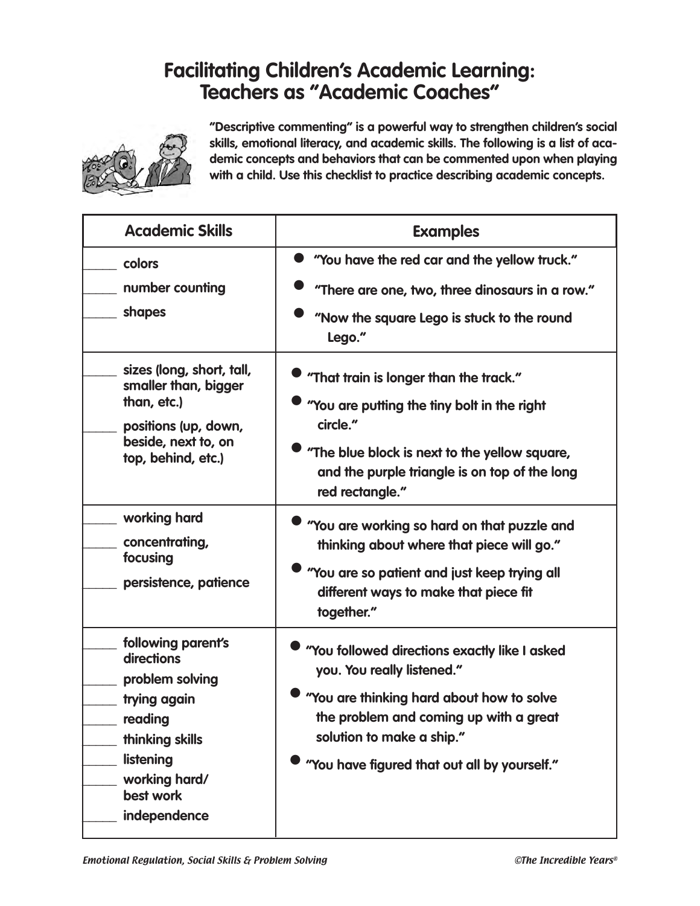# Facilitating Children's Academic Learning: Teachers as "Academic Coaches"

**"Descriptive commenting" is a powerful way to strengthen children's social skills, emotional literacy, and academic skills. The following is a list of academic concepts and behaviors that can be commented upon when playing with a child. Use this checklist to practice describing academic concepts.**

| Academic Skills | Examples |
|---|---|
| _____ colors<br>_____ number counting<br>_____ shapes | • "You have the red car and the yellow truck."<br>• "There are one, two, three dinosaurs in a row."<br>• "Now the square Lego is stuck to the round Lego." |
| _____ sizes (long, short, tall, smaller than, bigger than, etc.)<br>_____ positions (up, down, beside, next to, on top, behind, etc.) | • "That train is longer than the track."<br>• "You are putting the tiny bolt in the right circle."<br>• "The blue block is next to the yellow square, and the purple triangle is on top of the long red rectangle." |
| _____ working hard<br>_____ concentrating, focusing<br>_____ persistence, patience | • "You are working so hard on that puzzle and thinking about where that piece will go."<br>• "You are so patient and just keep trying all different ways to make that piece fit together." |
| _____ following parent's directions<br>_____ problem solving<br>_____ trying again<br>_____ reading<br>_____ thinking skills<br>_____ listening<br>_____ working hard/ best work<br>_____ independence | • "You followed directions exactly like I asked you. You really listened."<br>• "You are thinking hard about how to solve the problem and coming up with a great solution to make a ship."<br>• "You have figured that out all by yourself." |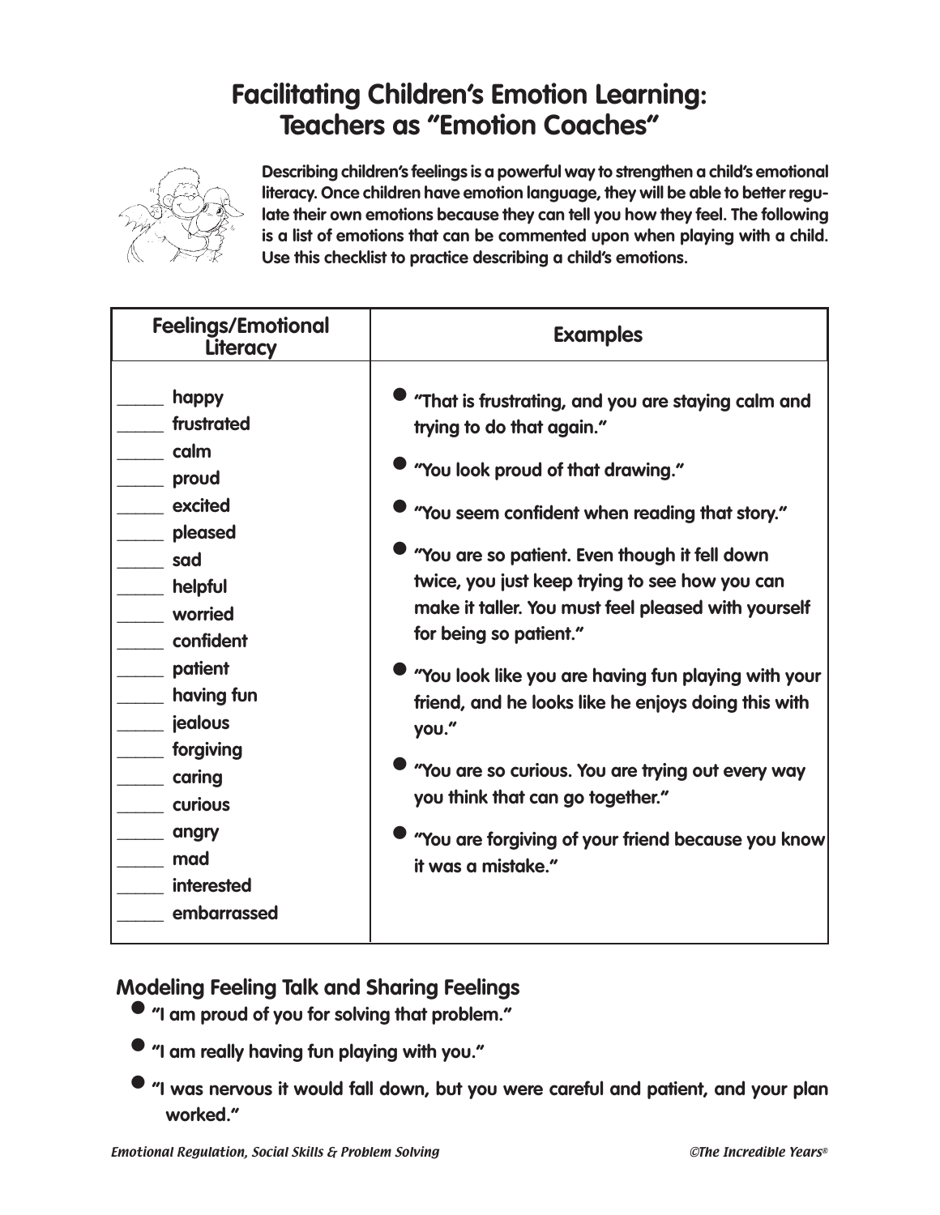# Facilitating Children's Emotion Learning: Teachers as "Emotion Coaches"

**Describing children's feelings is a powerful way to strengthen a child's emotional literacy. Once children have emotion language, they will be able to better regulate their own emotions because they can tell you how they feel. The following is a list of emotions that can be commented upon when playing with a child. Use this checklist to practice describing a child's emotions.**

| Feelings/Emotional Literacy | Examples |
|---|---|
| _____ happy<br>_____ frustrated<br>_____ calm<br>_____ proud<br>_____ excited<br>_____ pleased<br>_____ sad<br>_____ helpful<br>_____ worried<br>_____ confident<br>_____ patient<br>_____ having fun<br>_____ jealous<br>_____ forgiving<br>_____ caring<br>_____ curious<br>_____ angry<br>_____ mad<br>_____ interested<br>_____ embarrassed | • "That is frustrating, and you are staying calm and trying to do that again."<br>• "You look proud of that drawing."<br>• "You seem confident when reading that story."<br>• "You are so patient. Even though it fell down twice, you just keep trying to see how you can make it taller. You must feel pleased with yourself for being so patient."<br>• "You look like you are having fun playing with your friend, and he looks like he enjoys doing this with you."<br>• "You are so curious. You are trying out every way you think that can go together."<br>• "You are forgiving of your friend because you know it was a mistake." |

## Modeling Feeling Talk and Sharing Feelings

- "I am proud of you for solving that problem."
- "I am really having fun playing with you."
- "I was nervous it would fall down, but you were careful and patient, and your plan worked."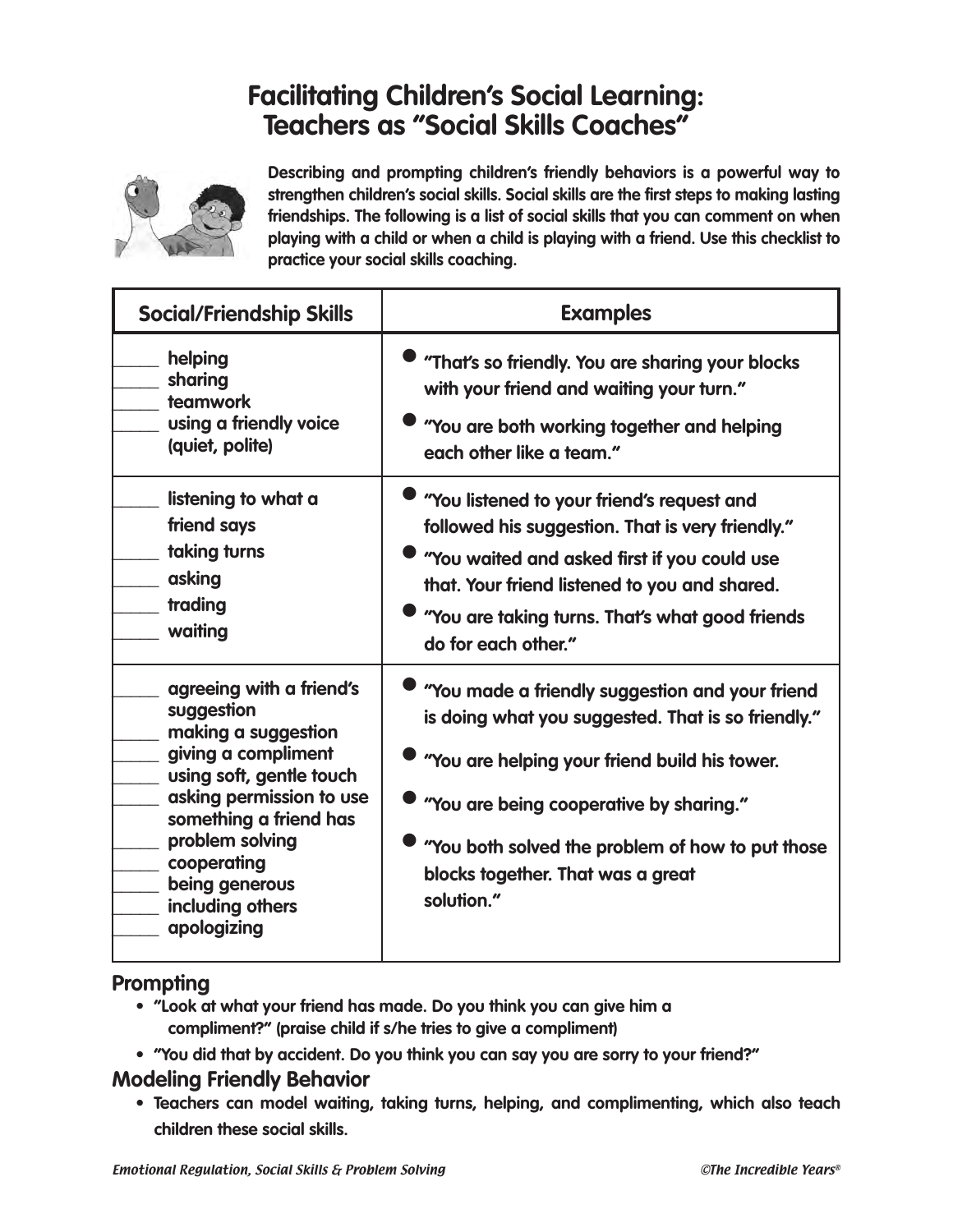# Facilitating Children's Social Learning: Teachers as "Social Skills Coaches"

**Describing and prompting children's friendly behaviors is a powerful way to strengthen children's social skills. Social skills are the first steps to making lasting friendships. The following is a list of social skills that you can comment on when playing with a child or when a child is playing with a friend. Use this checklist to practice your social skills coaching.**

| Social/Friendship Skills | Examples |
|---|---|
| _____ helping<br>_____ sharing<br>_____ teamwork<br>_____ using a friendly voice (quiet, polite) | • "That's so friendly. You are sharing your blocks with your friend and waiting your turn."<br>• "You are both working together and helping each other like a team." |
| _____ listening to what a friend says<br>_____ taking turns<br>_____ asking<br>_____ trading<br>_____ waiting | • "You listened to your friend's request and followed his suggestion. That is very friendly."<br>• "You waited and asked first if you could use that. Your friend listened to you and shared.<br>• "You are taking turns. That's what good friends do for each other." |
| _____ agreeing with a friend's suggestion<br>_____ making a suggestion<br>_____ giving a compliment<br>_____ using soft, gentle touch<br>_____ asking permission to use something a friend has<br>_____ problem solving<br>_____ cooperating<br>_____ being generous<br>_____ including others<br>_____ apologizing | • "You made a friendly suggestion and your friend is doing what you suggested. That is so friendly."<br>• "You are helping your friend build his tower.<br>• "You are being cooperative by sharing."<br>• "You both solved the problem of how to put those blocks together. That was a great solution." |

## Prompting

- "Look at what your friend has made. Do you think you can give him a compliment?" (praise child if s/he tries to give a compliment)
- "You did that by accident. Do you think you can say you are sorry to your friend?"

## Modeling Friendly Behavior

- Teachers can model waiting, taking turns, helping, and complimenting, which also teach children these social skills.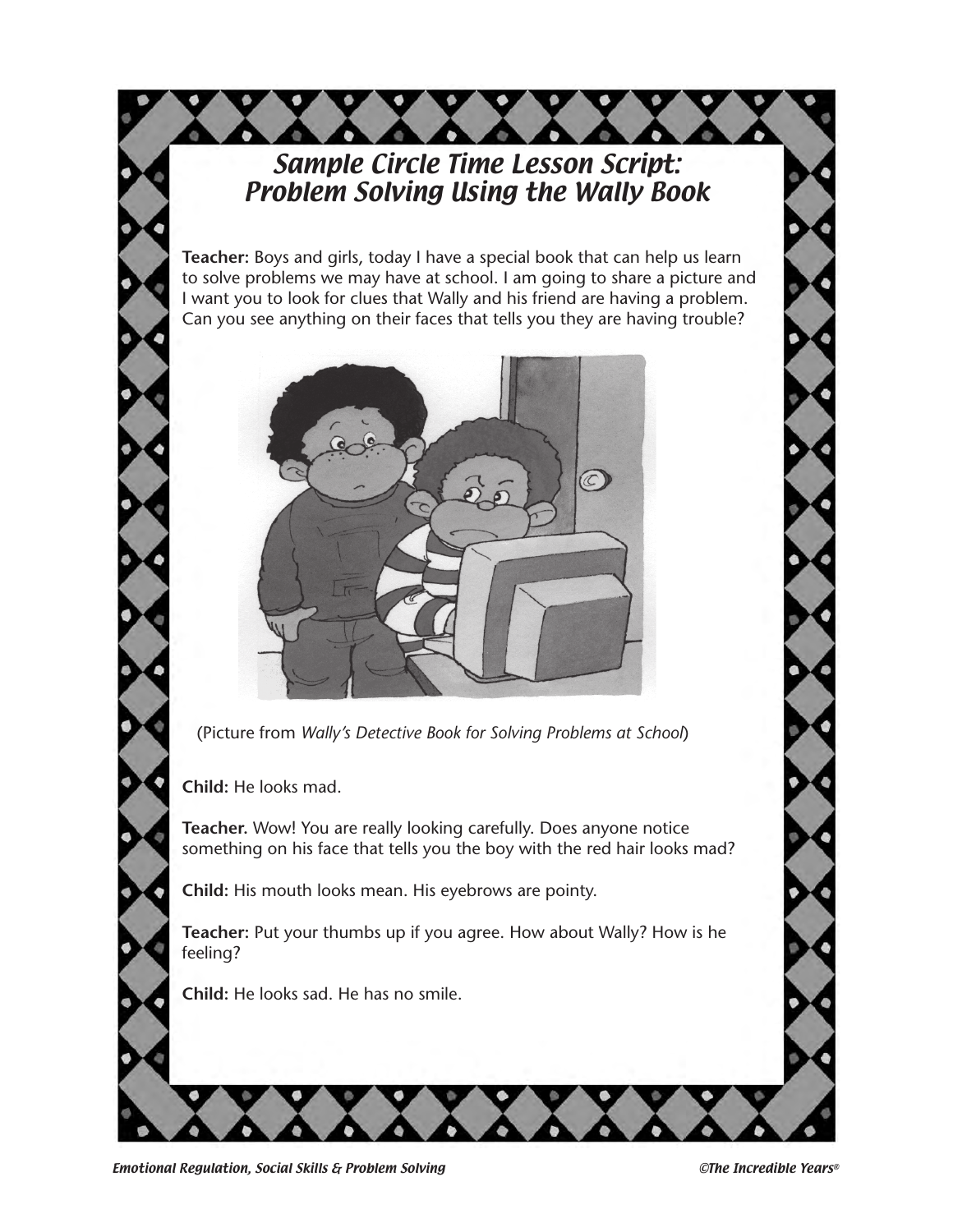# Sample Circle Time Lesson Script: Problem Solving Using the Wally Book

**Teacher:** Boys and girls, today I have a special book that can help us learn to solve problems we may have at school. I am going to share a picture and I want you to look for clues that Wally and his friend are having a problem. Can you see anything on their faces that tells you they are having trouble?

(Picture from *Wally's Detective Book for Solving Problems at School*)

**Child:** He looks mad.

**Teacher.** Wow! You are really looking carefully. Does anyone notice something on his face that tells you the boy with the red hair looks mad?

**Child:** His mouth looks mean. His eyebrows are pointy.

**Teacher:** Put your thumbs up if you agree. How about Wally? How is he feeling?

**Child:** He looks sad. He has no smile.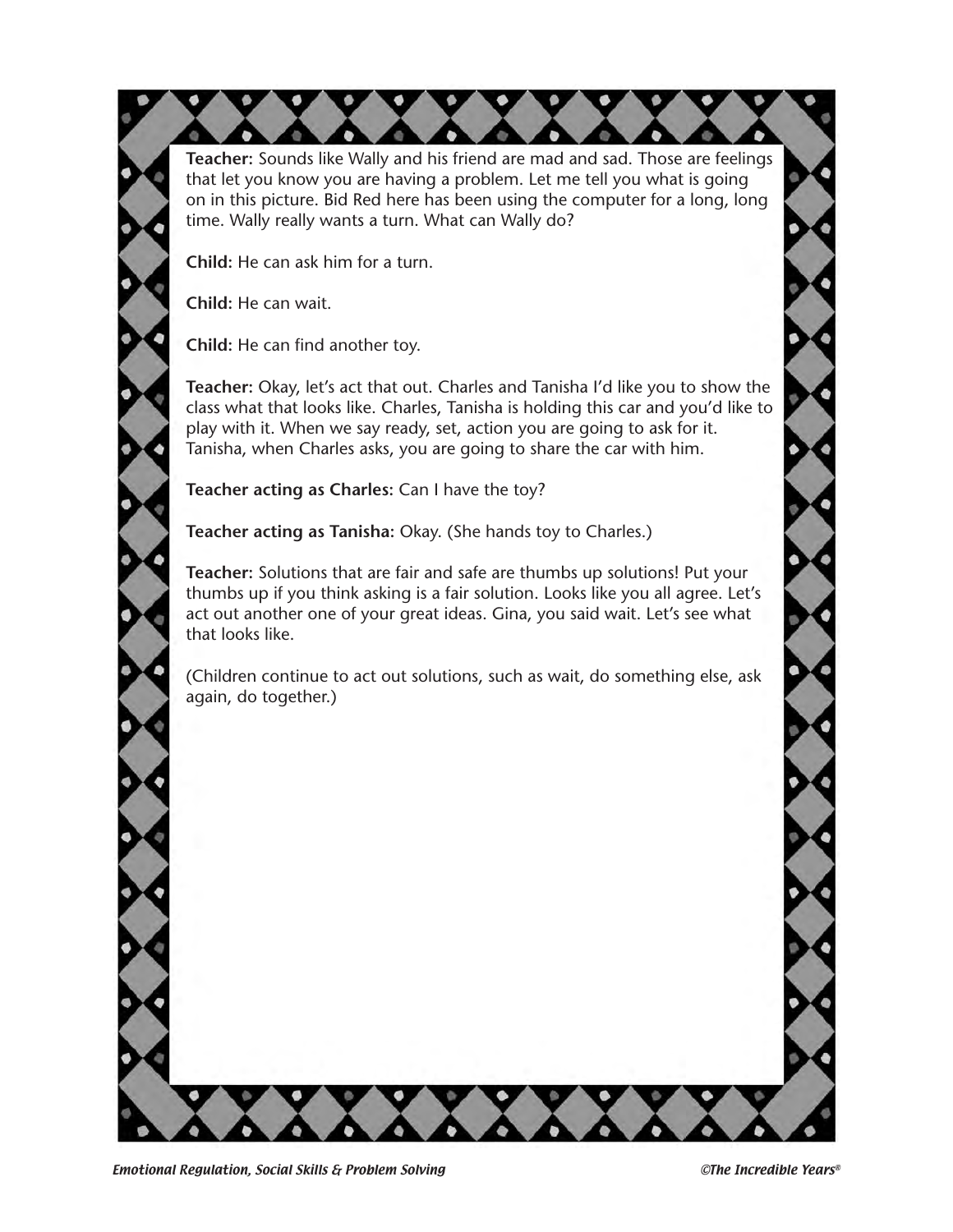**Teacher:** Sounds like Wally and his friend are mad and sad. Those are feelings that let you know you are having a problem. Let me tell you what is going on in this picture. Bid Red here has been using the computer for a long, long time. Wally really wants a turn. What can Wally do?

**Child:** He can ask him for a turn.

**Child:** He can wait.

**Child:** He can find another toy.

**Teacher:** Okay, let's act that out. Charles and Tanisha I'd like you to show the class what that looks like. Charles, Tanisha is holding this car and you'd like to play with it. When we say ready, set, action you are going to ask for it. Tanisha, when Charles asks, you are going to share the car with him.

**Teacher acting as Charles:** Can I have the toy?

**Teacher acting as Tanisha:** Okay. (She hands toy to Charles.)

**Teacher:** Solutions that are fair and safe are thumbs up solutions! Put your thumbs up if you think asking is a fair solution. Looks like you all agree. Let's act out another one of your great ideas. Gina, you said wait. Let's see what that looks like.

(Children continue to act out solutions, such as wait, do something else, ask again, do together.)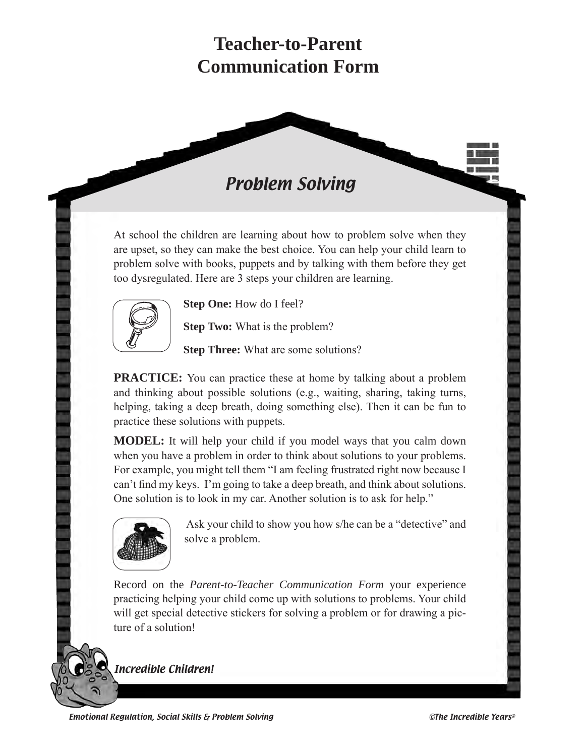# Teacher-to-Parent Communication Form

## *Problem Solving*

At school the children are learning about how to problem solve when they are upset, so they can make the best choice. You can help your child learn to problem solve with books, puppets and by talking with them before they get too dysregulated. Here are 3 steps your children are learning.

**Step One:** How do I feel?

**Step Two:** What is the problem?

**Step Three:** What are some solutions?

**PRACTICE:** You can practice these at home by talking about a problem and thinking about possible solutions (e.g., waiting, sharing, taking turns, helping, taking a deep breath, doing something else). Then it can be fun to practice these solutions with puppets.

**MODEL:** It will help your child if you model ways that you calm down when you have a problem in order to think about solutions to your problems. For example, you might tell them "I am feeling frustrated right now because I can't find my keys. I'm going to take a deep breath, and think about solutions. One solution is to look in my car. Another solution is to ask for help."

Ask your child to show you how s/he can be a "detective" and solve a problem.

Record on the *Parent-to-Teacher Communication Form* your experience practicing helping your child come up with solutions to problems. Your child will get special detective stickers for solving a problem or for drawing a picture of a solution!

*Incredible Children!*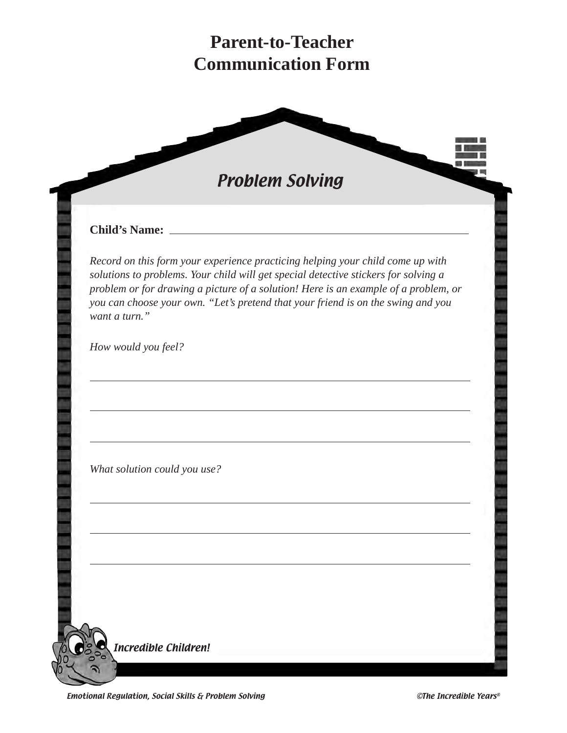# Parent-to-Teacher Communication Form

## *Problem Solving*

**Child's Name:** ______________________________________________

*Record on this form your experience practicing helping your child come up with solutions to problems. Your child will get special detective stickers for solving a problem or for drawing a picture of a solution! Here is an example of a problem, or you can choose your own. "Let's pretend that your friend is on the swing and you want a turn."*

*How would you feel?*

______________________________________________

______________________________________________

______________________________________________

*What solution could you use?*

______________________________________________

______________________________________________

______________________________________________

*Incredible Children!*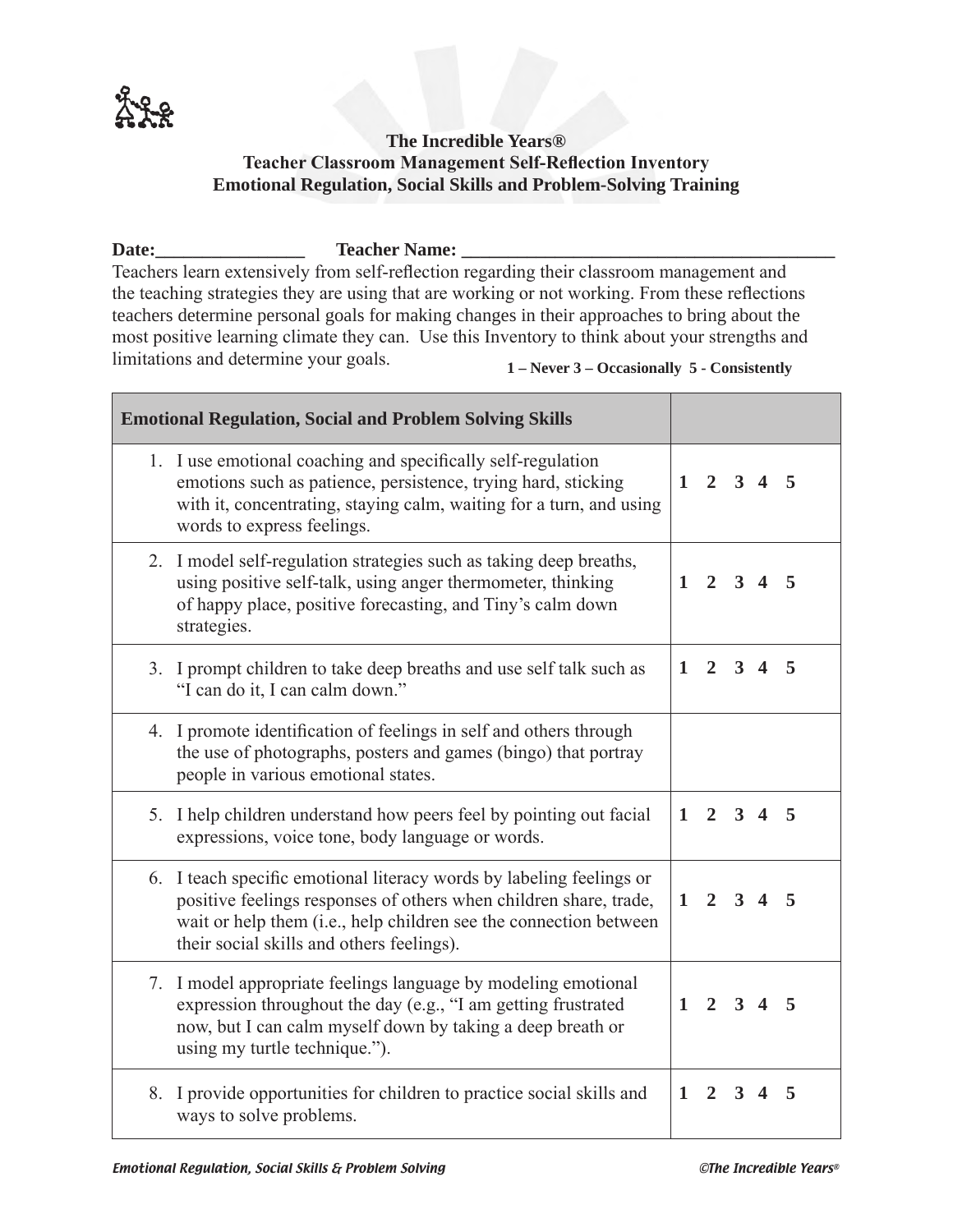**The Incredible Years®**
**Teacher Classroom Management Self-Reflection Inventory**
**Emotional Regulation, Social Skills and Problem-Solving Training**

**Date:________________ Teacher Name: ________________________________________**

Teachers learn extensively from self-reflection regarding their classroom management and the teaching strategies they are using that are working or not working. From these reflections teachers determine personal goals for making changes in their approaches to bring about the most positive learning climate they can. Use this Inventory to think about your strengths and limitations and determine your goals.

**1 – Never 3 – Occasionally 5 - Consistently**

| **Emotional Regulation, Social and Problem Solving Skills** | |
|---|---|
| 1. I use emotional coaching and specifically self-regulation emotions such as patience, persistence, trying hard, sticking with it, concentrating, staying calm, waiting for a turn, and using words to express feelings. | **1 2 3 4 5** |
| 2. I model self-regulation strategies such as taking deep breaths, using positive self-talk, using anger thermometer, thinking of happy place, positive forecasting, and Tiny's calm down strategies. | **1 2 3 4 5** |
| 3. I prompt children to take deep breaths and use self talk such as "I can do it, I can calm down." | **1 2 3 4 5** |
| 4. I promote identification of feelings in self and others through the use of photographs, posters and games (bingo) that portray people in various emotional states. | |
| 5. I help children understand how peers feel by pointing out facial expressions, voice tone, body language or words. | **1 2 3 4 5** |
| 6. I teach specific emotional literacy words by labeling feelings or positive feelings responses of others when children share, trade, wait or help them (i.e., help children see the connection between their social skills and others feelings). | **1 2 3 4 5** |
| 7. I model appropriate feelings language by modeling emotional expression throughout the day (e.g., "I am getting frustrated now, but I can calm myself down by taking a deep breath or using my turtle technique."). | **1 2 3 4 5** |
| 8. I provide opportunities for children to practice social skills and ways to solve problems. | **1 2 3 4 5** |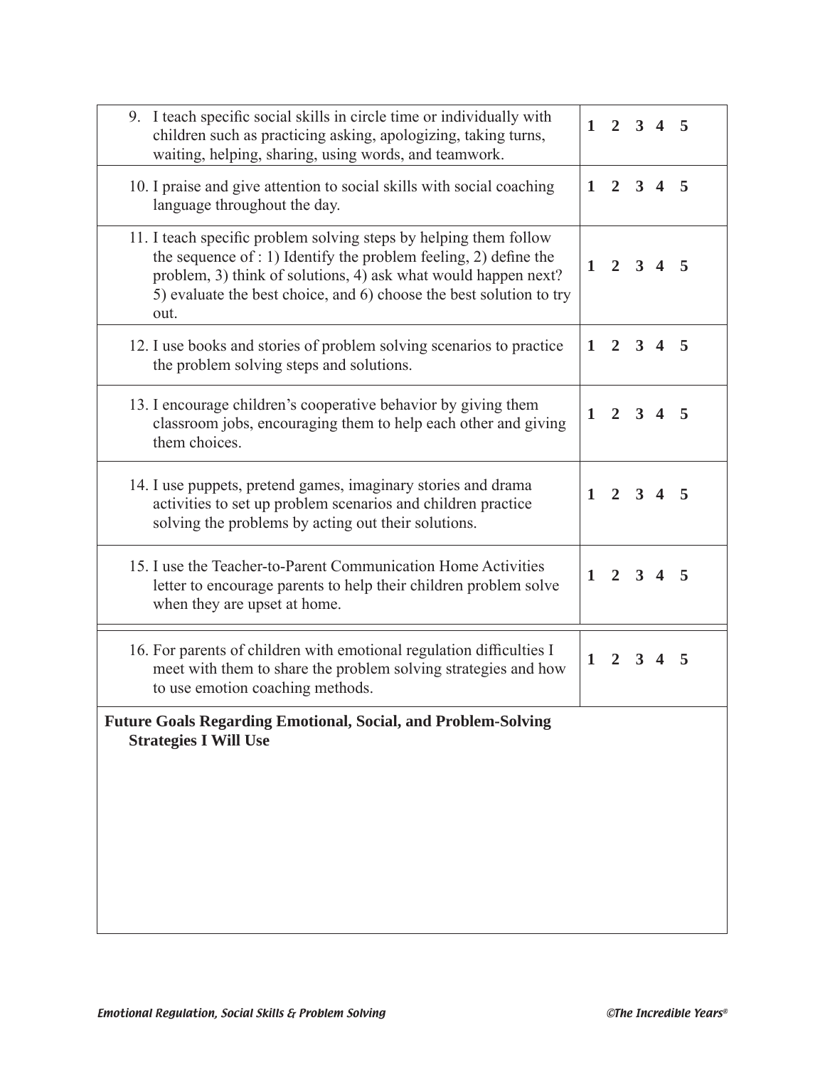| | |
|---|---|
| 9. I teach specific social skills in circle time or individually with children such as practicing asking, apologizing, taking turns, waiting, helping, sharing, using words, and teamwork. | **1 2 3 4 5** |
| 10. I praise and give attention to social skills with social coaching language throughout the day. | **1 2 3 4 5** |
| 11. I teach specific problem solving steps by helping them follow the sequence of : 1) Identify the problem feeling, 2) define the problem, 3) think of solutions, 4) ask what would happen next? 5) evaluate the best choice, and 6) choose the best solution to try out. | **1 2 3 4 5** |
| 12. I use books and stories of problem solving scenarios to practice the problem solving steps and solutions. | **1 2 3 4 5** |
| 13. I encourage children's cooperative behavior by giving them classroom jobs, encouraging them to help each other and giving them choices. | **1 2 3 4 5** |
| 14. I use puppets, pretend games, imaginary stories and drama activities to set up problem scenarios and children practice solving the problems by acting out their solutions. | **1 2 3 4 5** |
| 15. I use the Teacher-to-Parent Communication Home Activities letter to encourage parents to help their children problem solve when they are upset at home. | **1 2 3 4 5** |
| 16. For parents of children with emotional regulation difficulties I meet with them to share the problem solving strategies and how to use emotion coaching methods. | **1 2 3 4 5** |

**Future Goals Regarding Emotional, Social, and Problem-Solving Strategies I Will Use**